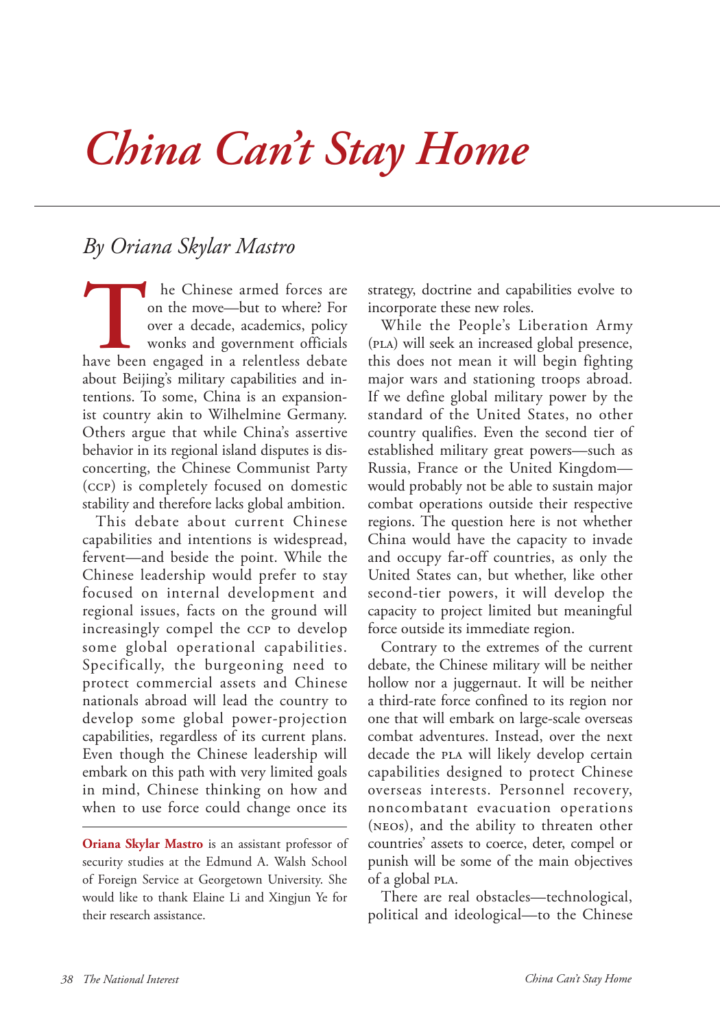# China Can't Stay Home

## By Oriana Skylar Mastro

The Chinese armed forces are on the move—but to where? For over a decade, academics, policy wonks and government officials have been engaged in a relentless debate about Beijing's military capabilities and intentions. To some, China is an expansionist country akin to Wilhelmine Germany. Others argue that while China's assertive behavior in its regional island disputes is disconcerting, the Chinese Communist Party (CCP) is completely focused on domestic stability and therefore lacks global ambition.

This debate about current Chinese capabilities and intentions is widespread, fervent—and beside the point. While the Chinese leadership would prefer to stay focused on internal development and regional issues, facts on the ground will increasingly compel the CCP to develop some global operational capabilities. Specifically, the burgeoning need to protect commercial assets and Chinese nationals abroad will lead the country to develop some global power-projection capabilities, regardless of its current plans. Even though the Chinese leadership will embark on this path with very limited goals in mind, Chinese thinking on how and when to use force could change once its strategy, doctrine and capabilities evolve to incorporate these new roles.

While the People's Liberation Army (PLA) will seek an increased global presence, this does not mean it will begin fighting major wars and stationing troops abroad. If we define global military power by the standard of the United States, no other country qualifies. Even the second tier of established military great powers—such as Russia, France or the United Kingdom—would probably not be able to sustain major combat operations outside their respective regions. The question here is not whether China would have the capacity to invade and occupy far-off countries, as only the United States can, but whether, like other second-tier powers, it will develop the capacity to project limited but meaningful force outside its immediate region.

Contrary to the extremes of the current debate, the Chinese military will be neither hollow nor a juggernaut. It will be neither a third-rate force confined to its region nor one that will embark on large-scale overseas combat adventures. Instead, over the next decade the PLA will likely develop certain capabilities designed to protect Chinese overseas interests. Personnel recovery, noncombatant evacuation operations (NEOs), and the ability to threaten other countries' assets to coerce, deter, compel or punish will be some of the main objectives of a global PLA.

There are real obstacles—technological, political and ideological—to the Chinese

**Oriana Skylar Mastro** is an assistant professor of security studies at the Edmund A. Walsh School of Foreign Service at Georgetown University. She would like to thank Elaine Li and Xingjun Ye for their research assistance.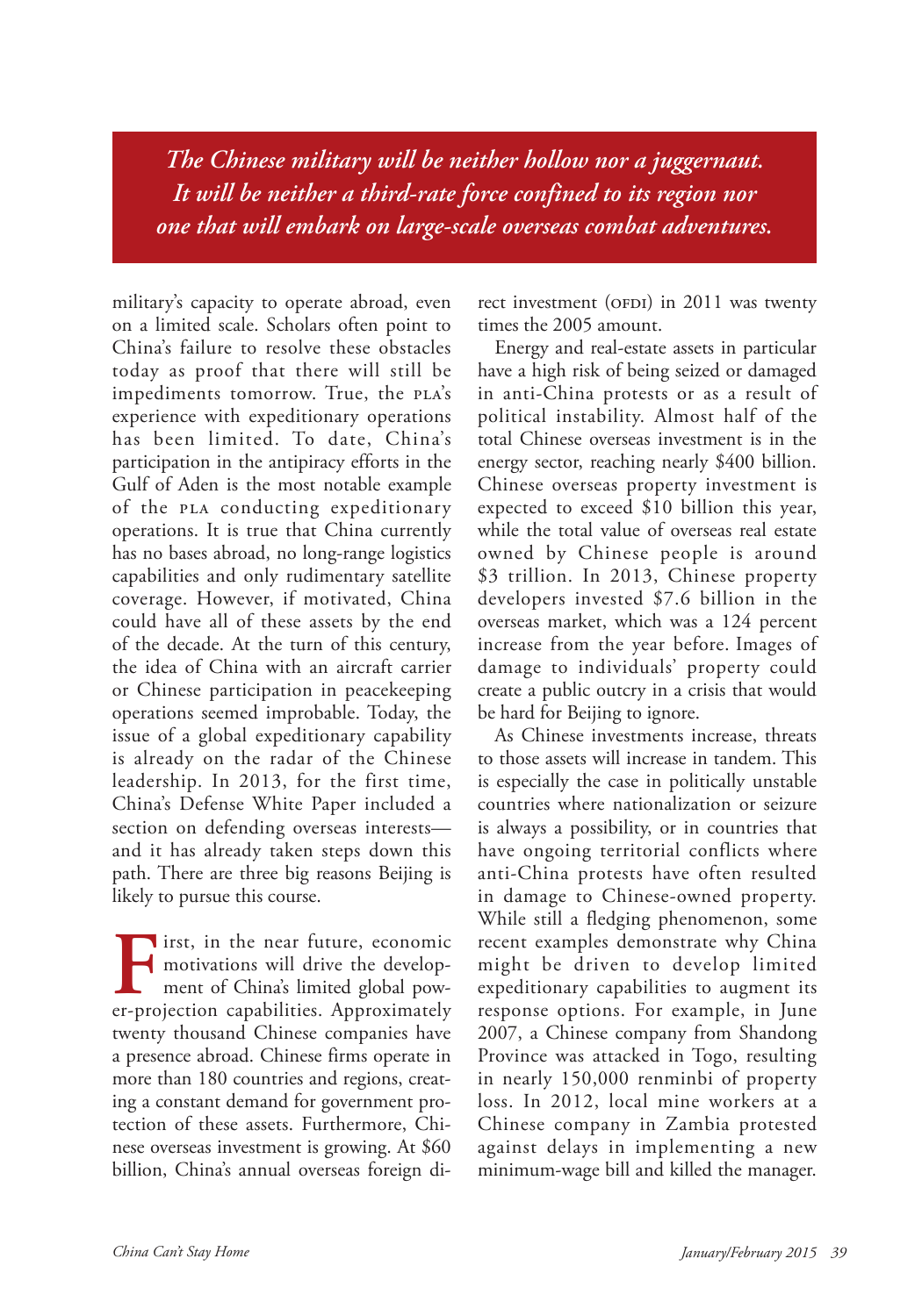> *The Chinese military will be neither hollow nor a juggernaut. It will be neither a third-rate force confined to its region nor one that will embark on large-scale overseas combat adventures.*

military's capacity to operate abroad, even on a limited scale. Scholars often point to China's failure to resolve these obstacles today as proof that there will still be impediments tomorrow. True, the PLA's experience with expeditionary operations has been limited. To date, China's participation in the antipiracy efforts in the Gulf of Aden is the most notable example of the PLA conducting expeditionary operations. It is true that China currently has no bases abroad, no long-range logistics capabilities and only rudimentary satellite coverage. However, if motivated, China could have all of these assets by the end of the decade. At the turn of this century, the idea of China with an aircraft carrier or Chinese participation in peacekeeping operations seemed improbable. Today, the issue of a global expeditionary capability is already on the radar of the Chinese leadership. In 2013, for the first time, China's Defense White Paper included a section on defending overseas interests—and it has already taken steps down this path. There are three big reasons Beijing is likely to pursue this course.

First, in the near future, economic motivations will drive the development of China's limited global power-projection capabilities. Approximately twenty thousand Chinese companies have a presence abroad. Chinese firms operate in more than 180 countries and regions, creating a constant demand for government protection of these assets. Furthermore, Chinese overseas investment is growing. At $60 billion, China's annual overseas foreign direct investment (OFDI) in 2011 was twenty times the 2005 amount.

Energy and real-estate assets in particular have a high risk of being seized or damaged in anti-China protests or as a result of political instability. Almost half of the total Chinese overseas investment is in the energy sector, reaching nearly $400 billion. Chinese overseas property investment is expected to exceed $10 billion this year, while the total value of overseas real estate owned by Chinese people is around $3 trillion. In 2013, Chinese property developers invested $7.6 billion in the overseas market, which was a 124 percent increase from the year before. Images of damage to individuals' property could create a public outcry in a crisis that would be hard for Beijing to ignore.

As Chinese investments increase, threats to those assets will increase in tandem. This is especially the case in politically unstable countries where nationalization or seizure is always a possibility, or in countries that have ongoing territorial conflicts where anti-China protests have often resulted in damage to Chinese-owned property. While still a fledging phenomenon, some recent examples demonstrate why China might be driven to develop limited expeditionary capabilities to augment its response options. For example, in June 2007, a Chinese company from Shandong Province was attacked in Togo, resulting in nearly 150,000 renminbi of property loss. In 2012, local mine workers at a Chinese company in Zambia protested against delays in implementing a new minimum-wage bill and killed the manager.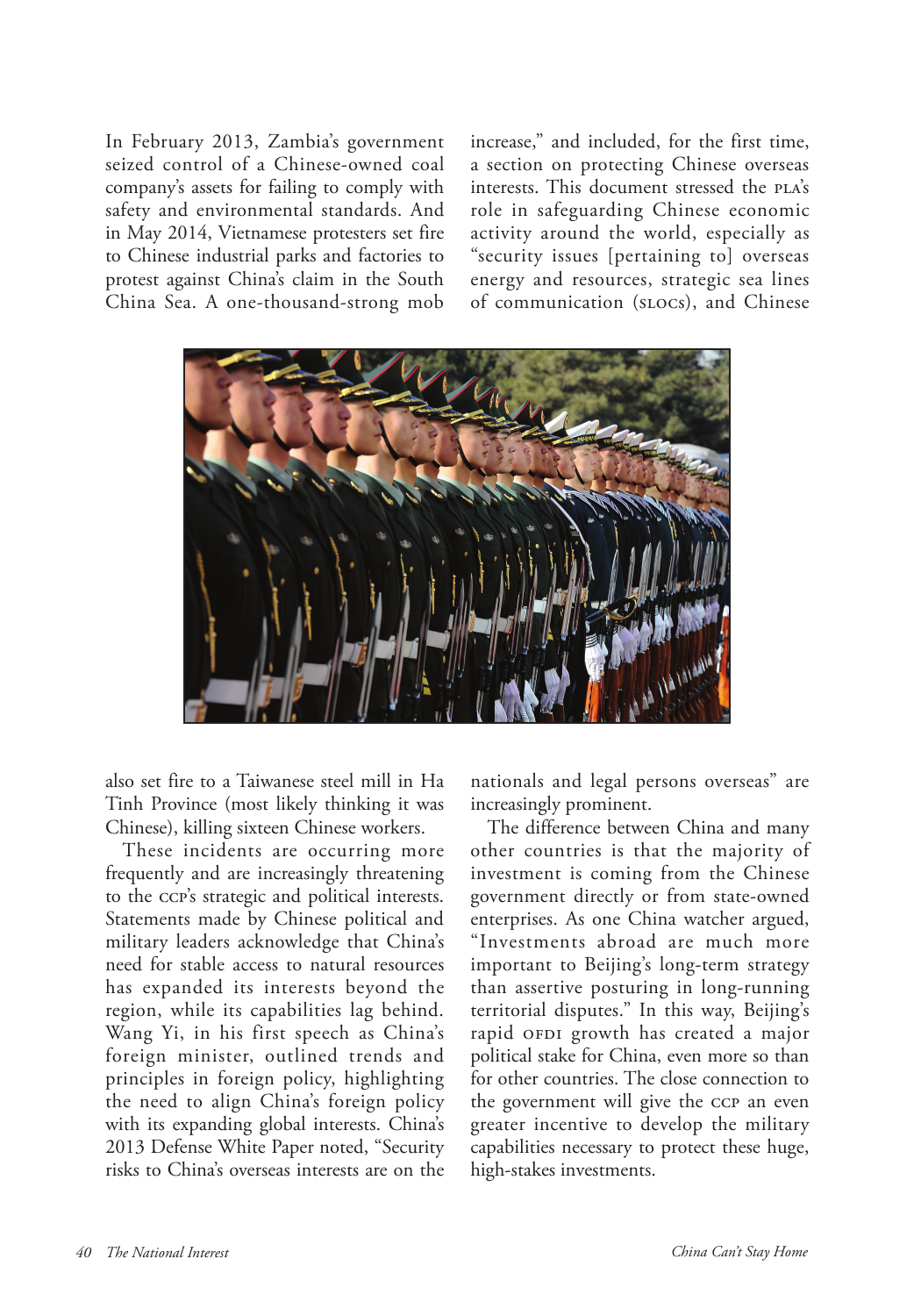In February 2013, Zambia's government seized control of a Chinese-owned coal company's assets for failing to comply with safety and environmental standards. And in May 2014, Vietnamese protesters set fire to Chinese industrial parks and factories to protest against China's claim in the South China Sea. A one-thousand-strong mob also set fire to a Taiwanese steel mill in Ha Tinh Province (most likely thinking it was Chinese), killing sixteen Chinese workers.

These incidents are occurring more frequently and are increasingly threatening to the CCP's strategic and political interests. Statements made by Chinese political and military leaders acknowledge that China's need for stable access to natural resources has expanded its interests beyond the region, while its capabilities lag behind. Wang Yi, in his first speech as China's foreign minister, outlined trends and principles in foreign policy, highlighting the need to align China's foreign policy with its expanding global interests. China's 2013 Defense White Paper noted, "Security risks to China's overseas interests are on the increase," and included, for the first time, a section on protecting Chinese overseas interests. This document stressed the PLA's role in safeguarding Chinese economic activity around the world, especially as "security issues [pertaining to] overseas energy and resources, strategic sea lines of communication (SLOCs), and Chinese nationals and legal persons overseas" are increasingly prominent.

The difference between China and many other countries is that the majority of investment is coming from the Chinese government directly or from state-owned enterprises. As one China watcher argued, "Investments abroad are much more important to Beijing's long-term strategy than assertive posturing in long-running territorial disputes." In this way, Beijing's rapid OFDI growth has created a major political stake for China, even more so than for other countries. The close connection to the government will give the CCP an even greater incentive to develop the military capabilities necessary to protect these huge, high-stakes investments.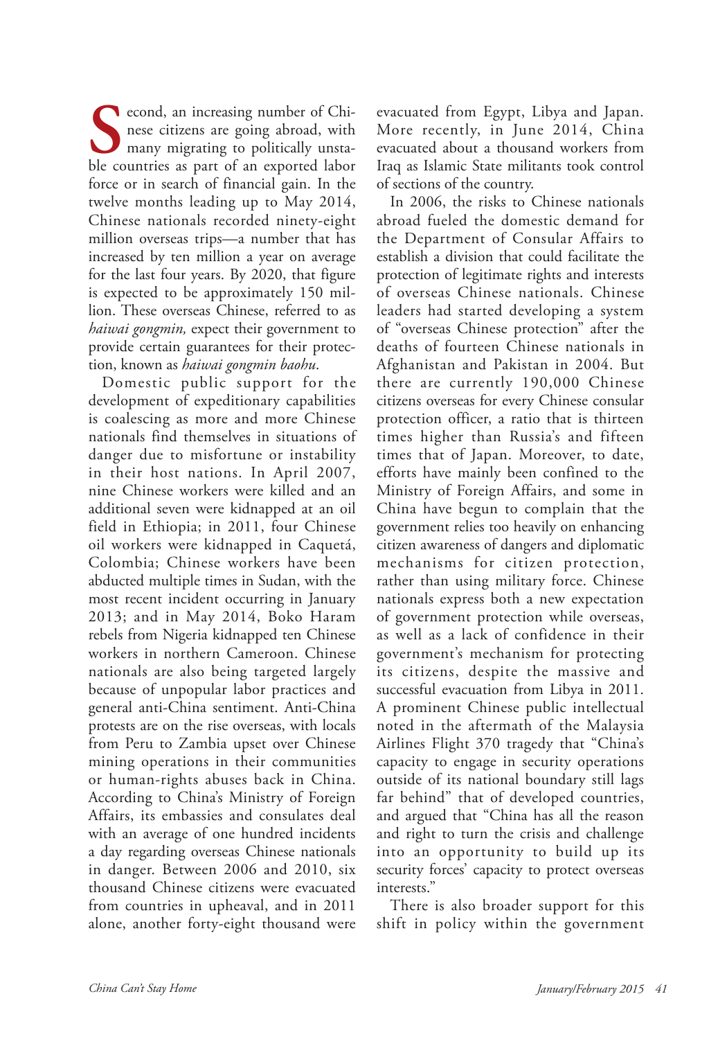Second, an increasing number of Chinese citizens are going abroad, with many migrating to politically unstable countries as part of an exported labor force or in search of financial gain. In the twelve months leading up to May 2014, Chinese nationals recorded ninety-eight million overseas trips—a number that has increased by ten million a year on average for the last four years. By 2020, that figure is expected to be approximately 150 million. These overseas Chinese, referred to as *haiwai gongmin,* expect their government to provide certain guarantees for their protection, known as *haiwai gongmin baohu*.

Domestic public support for the development of expeditionary capabilities is coalescing as more and more Chinese nationals find themselves in situations of danger due to misfortune or instability in their host nations. In April 2007, nine Chinese workers were killed and an additional seven were kidnapped at an oil field in Ethiopia; in 2011, four Chinese oil workers were kidnapped in Caquetá, Colombia; Chinese workers have been abducted multiple times in Sudan, with the most recent incident occurring in January 2013; and in May 2014, Boko Haram rebels from Nigeria kidnapped ten Chinese workers in northern Cameroon. Chinese nationals are also being targeted largely because of unpopular labor practices and general anti-China sentiment. Anti-China protests are on the rise overseas, with locals from Peru to Zambia upset over Chinese mining operations in their communities or human-rights abuses back in China. According to China's Ministry of Foreign Affairs, its embassies and consulates deal with an average of one hundred incidents a day regarding overseas Chinese nationals in danger. Between 2006 and 2010, six thousand Chinese citizens were evacuated from countries in upheaval, and in 2011 alone, another forty-eight thousand were evacuated from Egypt, Libya and Japan. More recently, in June 2014, China evacuated about a thousand workers from Iraq as Islamic State militants took control of sections of the country.

In 2006, the risks to Chinese nationals abroad fueled the domestic demand for the Department of Consular Affairs to establish a division that could facilitate the protection of legitimate rights and interests of overseas Chinese nationals. Chinese leaders had started developing a system of "overseas Chinese protection" after the deaths of fourteen Chinese nationals in Afghanistan and Pakistan in 2004. But there are currently 190,000 Chinese citizens overseas for every Chinese consular protection officer, a ratio that is thirteen times higher than Russia's and fifteen times that of Japan. Moreover, to date, efforts have mainly been confined to the Ministry of Foreign Affairs, and some in China have begun to complain that the government relies too heavily on enhancing citizen awareness of dangers and diplomatic mechanisms for citizen protection, rather than using military force. Chinese nationals express both a new expectation of government protection while overseas, as well as a lack of confidence in their government's mechanism for protecting its citizens, despite the massive and successful evacuation from Libya in 2011. A prominent Chinese public intellectual noted in the aftermath of the Malaysia Airlines Flight 370 tragedy that "China's capacity to engage in security operations outside of its national boundary still lags far behind" that of developed countries, and argued that "China has all the reason and right to turn the crisis and challenge into an opportunity to build up its security forces' capacity to protect overseas interests."

There is also broader support for this shift in policy within the government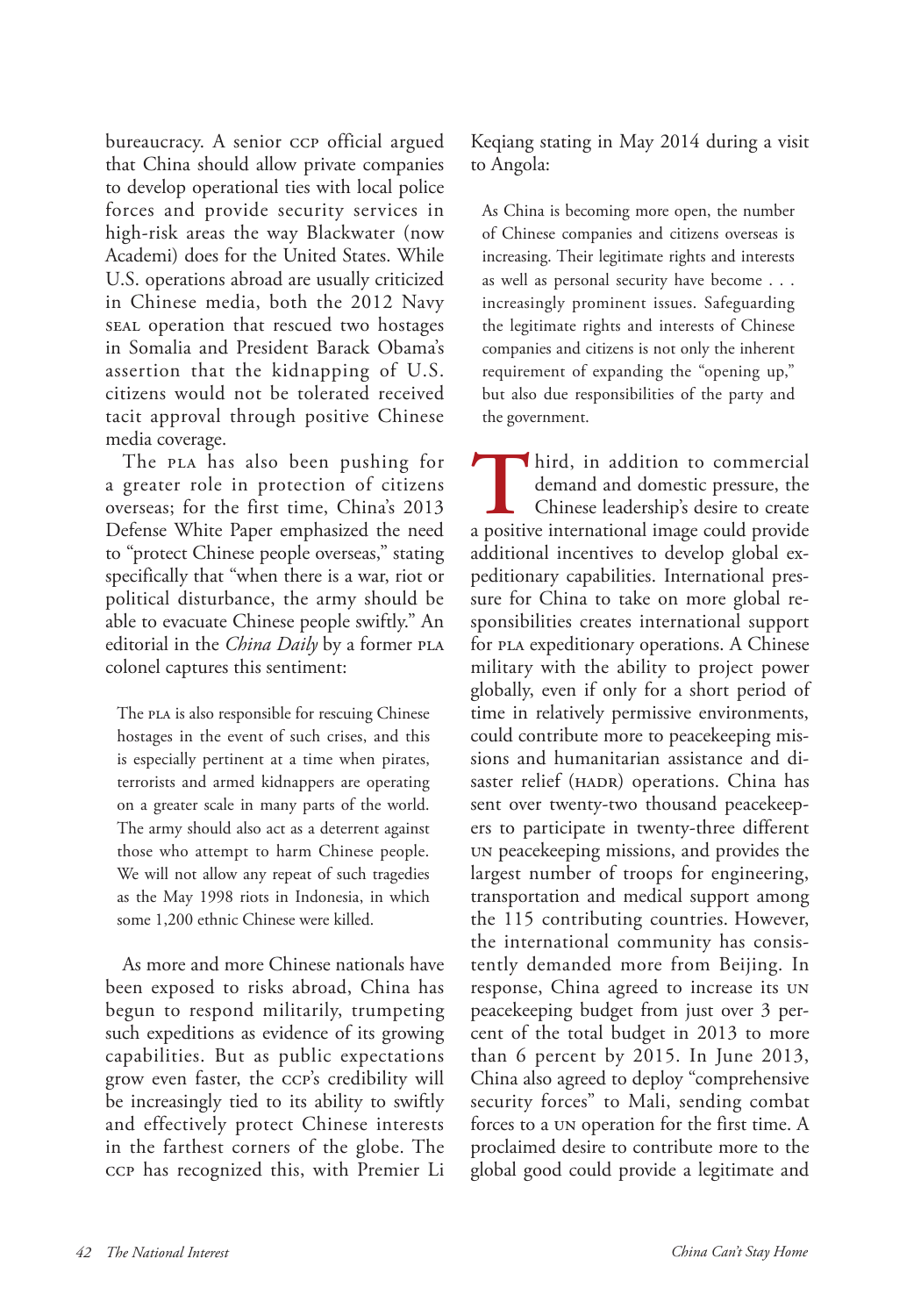bureaucracy. A senior CCP official argued that China should allow private companies to develop operational ties with local police forces and provide security services in high-risk areas the way Blackwater (now Academi) does for the United States. While U.S. operations abroad are usually criticized in Chinese media, both the 2012 Navy SEAL operation that rescued two hostages in Somalia and President Barack Obama's assertion that the kidnapping of U.S. citizens would not be tolerated received tacit approval through positive Chinese media coverage.

The PLA has also been pushing for a greater role in protection of citizens overseas; for the first time, China's 2013 Defense White Paper emphasized the need to "protect Chinese people overseas," stating specifically that "when there is a war, riot or political disturbance, the army should be able to evacuate Chinese people swiftly." An editorial in the *China Daily* by a former PLA colonel captures this sentiment:

> The PLA is also responsible for rescuing Chinese hostages in the event of such crises, and this is especially pertinent at a time when pirates, terrorists and armed kidnappers are operating on a greater scale in many parts of the world. The army should also act as a deterrent against those who attempt to harm Chinese people. We will not allow any repeat of such tragedies as the May 1998 riots in Indonesia, in which some 1,200 ethnic Chinese were killed.

As more and more Chinese nationals have been exposed to risks abroad, China has begun to respond militarily, trumpeting such expeditions as evidence of its growing capabilities. But as public expectations grow even faster, the CCP's credibility will be increasingly tied to its ability to swiftly and effectively protect Chinese interests in the farthest corners of the globe. The CCP has recognized this, with Premier Li Keqiang stating in May 2014 during a visit to Angola:

> As China is becoming more open, the number of Chinese companies and citizens overseas is increasing. Their legitimate rights and interests as well as personal security have become . . . increasingly prominent issues. Safeguarding the legitimate rights and interests of Chinese companies and citizens is not only the inherent requirement of expanding the "opening up," but also due responsibilities of the party and the government.

Third, in addition to commercial demand and domestic pressure, the Chinese leadership's desire to create a positive international image could provide additional incentives to develop global expeditionary capabilities. International pressure for China to take on more global responsibilities creates international support for PLA expeditionary operations. A Chinese military with the ability to project power globally, even if only for a short period of time in relatively permissive environments, could contribute more to peacekeeping missions and humanitarian assistance and disaster relief (HADR) operations. China has sent over twenty-two thousand peacekeepers to participate in twenty-three different UN peacekeeping missions, and provides the largest number of troops for engineering, transportation and medical support among the 115 contributing countries. However, the international community has consistently demanded more from Beijing. In response, China agreed to increase its UN peacekeeping budget from just over 3 percent of the total budget in 2013 to more than 6 percent by 2015. In June 2013, China also agreed to deploy "comprehensive security forces" to Mali, sending combat forces to a UN operation for the first time. A proclaimed desire to contribute more to the global good could provide a legitimate and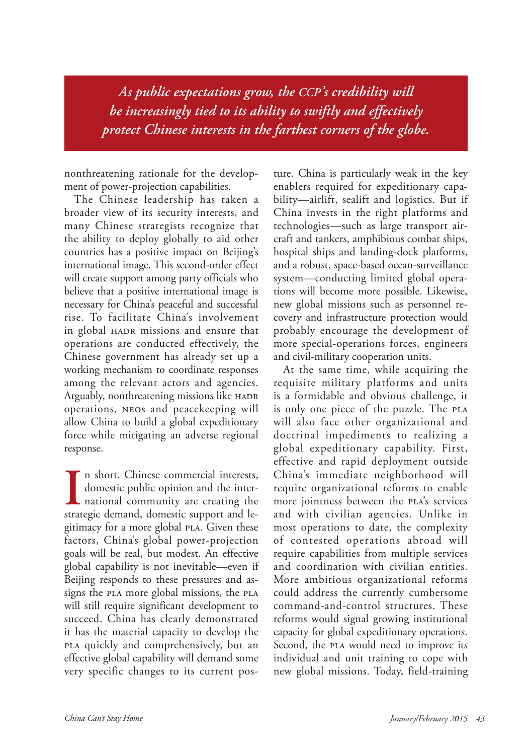> *As public expectations grow, the CCP's credibility will be increasingly tied to its ability to swiftly and effectively protect Chinese interests in the farthest corners of the globe.*

nonthreatening rationale for the development of power-projection capabilities.

The Chinese leadership has taken a broader view of its security interests, and many Chinese strategists recognize that the ability to deploy globally to aid other countries has a positive impact on Beijing's international image. This second-order effect will create support among party officials who believe that a positive international image is necessary for China's peaceful and successful rise. To facilitate China's involvement in global HADR missions and ensure that operations are conducted effectively, the Chinese government has already set up a working mechanism to coordinate responses among the relevant actors and agencies. Arguably, nonthreatening missions like HADR operations, NEOs and peacekeeping will allow China to build a global expeditionary force while mitigating an adverse regional response.

In short, Chinese commercial interests, domestic public opinion and the international community are creating the strategic demand, domestic support and legitimacy for a more global PLA. Given these factors, China's global power-projection goals will be real, but modest. An effective global capability is not inevitable—even if Beijing responds to these pressures and assigns the PLA more global missions, the PLA will still require significant development to succeed. China has clearly demonstrated it has the material capacity to develop the PLA quickly and comprehensively, but an effective global capability will demand some very specific changes to its current posture. China is particularly weak in the key enablers required for expeditionary capability—airlift, sealift and logistics. But if China invests in the right platforms and technologies—such as large transport aircraft and tankers, amphibious combat ships, hospital ships and landing-dock platforms, and a robust, space-based ocean-surveillance system—conducting limited global operations will become more possible. Likewise, new global missions such as personnel recovery and infrastructure protection would probably encourage the development of more special-operations forces, engineers and civil-military cooperation units.

At the same time, while acquiring the requisite military platforms and units is a formidable and obvious challenge, it is only one piece of the puzzle. The PLA will also face other organizational and doctrinal impediments to realizing a global expeditionary capability. First, effective and rapid deployment outside China's immediate neighborhood will require organizational reforms to enable more jointness between the PLA's services and with civilian agencies. Unlike in most operations to date, the complexity of contested operations abroad will require capabilities from multiple services and coordination with civilian entities. More ambitious organizational reforms could address the currently cumbersome command-and-control structures. These reforms would signal growing institutional capacity for global expeditionary operations. Second, the PLA would need to improve its individual and unit training to cope with new global missions. Today, field-training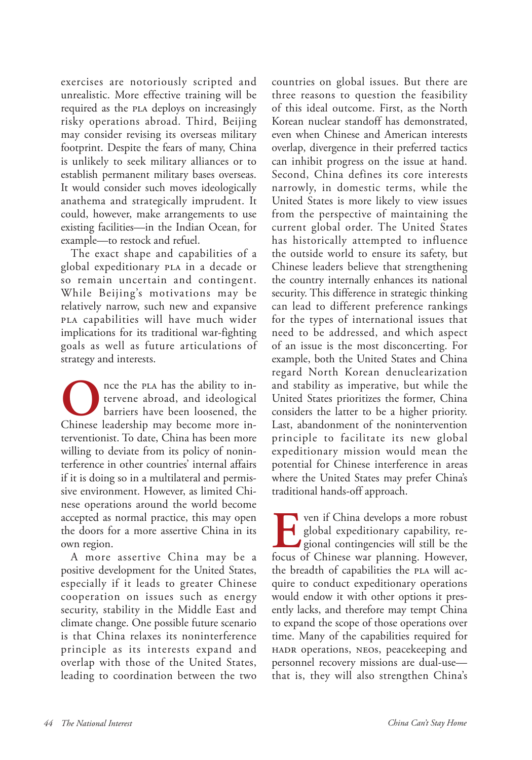exercises are notoriously scripted and unrealistic. More effective training will be required as the PLA deploys on increasingly risky operations abroad. Third, Beijing may consider revising its overseas military footprint. Despite the fears of many, China is unlikely to seek military alliances or to establish permanent military bases overseas. It would consider such moves ideologically anathema and strategically imprudent. It could, however, make arrangements to use existing facilities—in the Indian Ocean, for example—to restock and refuel.

The exact shape and capabilities of a global expeditionary PLA in a decade or so remain uncertain and contingent. While Beijing's motivations may be relatively narrow, such new and expansive PLA capabilities will have much wider implications for its traditional war-fighting goals as well as future articulations of strategy and interests.

Once the PLA has the ability to intervene abroad, and ideological barriers have been loosened, the Chinese leadership may become more interventionist. To date, China has been more willing to deviate from its policy of noninterference in other countries' internal affairs if it is doing so in a multilateral and permissive environment. However, as limited Chinese operations around the world become accepted as normal practice, this may open the doors for a more assertive China in its own region.

A more assertive China may be a positive development for the United States, especially if it leads to greater Chinese cooperation on issues such as energy security, stability in the Middle East and climate change. One possible future scenario is that China relaxes its noninterference principle as its interests expand and overlap with those of the United States, leading to coordination between the two countries on global issues. But there are three reasons to question the feasibility of this ideal outcome. First, as the North Korean nuclear standoff has demonstrated, even when Chinese and American interests overlap, divergence in their preferred tactics can inhibit progress on the issue at hand. Second, China defines its core interests narrowly, in domestic terms, while the United States is more likely to view issues from the perspective of maintaining the current global order. The United States has historically attempted to influence the outside world to ensure its safety, but Chinese leaders believe that strengthening the country internally enhances its national security. This difference in strategic thinking can lead to different preference rankings for the types of international issues that need to be addressed, and which aspect of an issue is the most disconcerting. For example, both the United States and China regard North Korean denuclearization and stability as imperative, but while the United States prioritizes the former, China considers the latter to be a higher priority. Last, abandonment of the nonintervention principle to facilitate its new global expeditionary mission would mean the potential for Chinese interference in areas where the United States may prefer China's traditional hands-off approach.

Even if China develops a more robust global expeditionary capability, regional contingencies will still be the focus of Chinese war planning. However, the breadth of capabilities the PLA will acquire to conduct expeditionary operations would endow it with other options it presently lacks, and therefore may tempt China to expand the scope of those operations over time. Many of the capabilities required for HADR operations, NEOs, peacekeeping and personnel recovery missions are dual-use—that is, they will also strengthen China's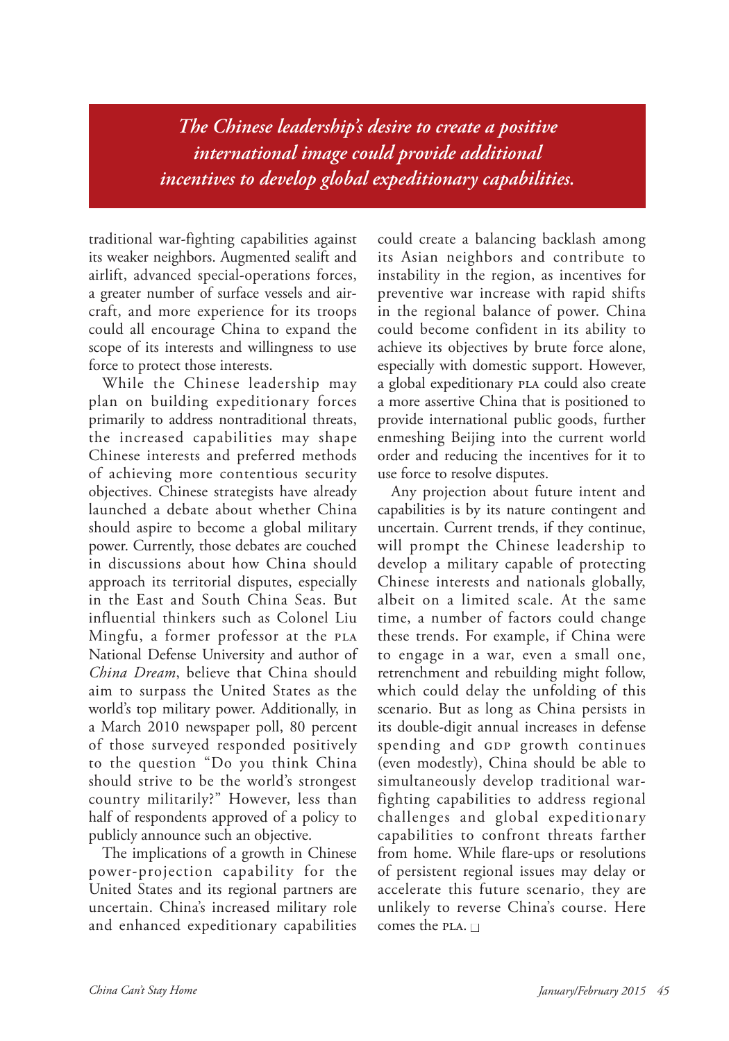> *The Chinese leadership's desire to create a positive international image could provide additional incentives to develop global expeditionary capabilities.*

traditional war-fighting capabilities against its weaker neighbors. Augmented sealift and airlift, advanced special-operations forces, a greater number of surface vessels and aircraft, and more experience for its troops could all encourage China to expand the scope of its interests and willingness to use force to protect those interests.

While the Chinese leadership may plan on building expeditionary forces primarily to address nontraditional threats, the increased capabilities may shape Chinese interests and preferred methods of achieving more contentious security objectives. Chinese strategists have already launched a debate about whether China should aspire to become a global military power. Currently, those debates are couched in discussions about how China should approach its territorial disputes, especially in the East and South China Seas. But influential thinkers such as Colonel Liu Mingfu, a former professor at the PLA National Defense University and author of *China Dream*, believe that China should aim to surpass the United States as the world's top military power. Additionally, in a March 2010 newspaper poll, 80 percent of those surveyed responded positively to the question "Do you think China should strive to be the world's strongest country militarily?" However, less than half of respondents approved of a policy to publicly announce such an objective.

The implications of a growth in Chinese power-projection capability for the United States and its regional partners are uncertain. China's increased military role and enhanced expeditionary capabilities could create a balancing backlash among its Asian neighbors and contribute to instability in the region, as incentives for preventive war increase with rapid shifts in the regional balance of power. China could become confident in its ability to achieve its objectives by brute force alone, especially with domestic support. However, a global expeditionary PLA could also create a more assertive China that is positioned to provide international public goods, further enmeshing Beijing into the current world order and reducing the incentives for it to use force to resolve disputes.

Any projection about future intent and capabilities is by its nature contingent and uncertain. Current trends, if they continue, will prompt the Chinese leadership to develop a military capable of protecting Chinese interests and nationals globally, albeit on a limited scale. At the same time, a number of factors could change these trends. For example, if China were to engage in a war, even a small one, retrenchment and rebuilding might follow, which could delay the unfolding of this scenario. But as long as China persists in its double-digit annual increases in defense spending and GDP growth continues (even modestly), China should be able to simultaneously develop traditional war-fighting capabilities to address regional challenges and global expeditionary capabilities to confront threats farther from home. While flare-ups or resolutions of persistent regional issues may delay or accelerate this future scenario, they are unlikely to reverse China's course. Here comes the PLA. □